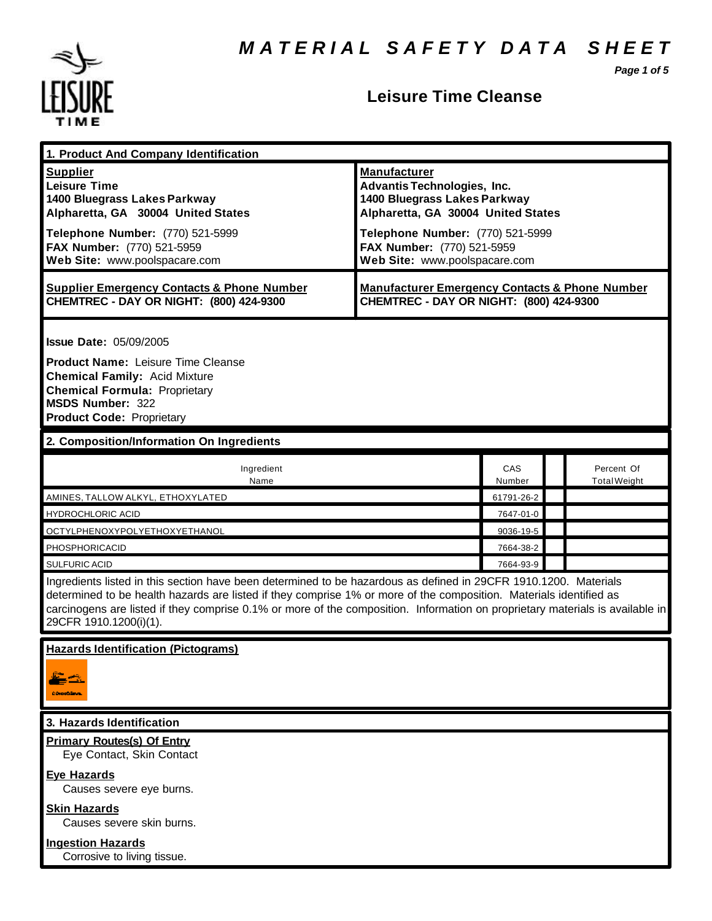# MATERIAL SAFETY DATA SHEET

## Leisure Time Cleanse

## 1. Product And Company Identification

| **Supplier** | **Manufacturer** |
|---|---|
| **Leisure Time**<br>**1400 Bluegrass Lakes Parkway**<br>**Alpharetta, GA 30004 United States** | **Advantis Technologies, Inc.**<br>**1400 Bluegrass Lakes Parkway**<br>**Alpharetta, GA 30004 United States** |
| **Telephone Number:** (770) 521-5999<br>**FAX Number:** (770) 521-5959<br>**Web Site:** www.poolspacare.com | **Telephone Number:** (770) 521-5999<br>**FAX Number:** (770) 521-5959<br>**Web Site:** www.poolspacare.com |
| **Supplier Emergency Contacts & Phone Number**<br>**CHEMTREC - DAY OR NIGHT: (800) 424-9300** | **Manufacturer Emergency Contacts & Phone Number**<br>**CHEMTREC - DAY OR NIGHT: (800) 424-9300** |

**Issue Date:** 05/09/2005

**Product Name:** Leisure Time Cleanse
**Chemical Family:** Acid Mixture
**Chemical Formula:** Proprietary
**MSDS Number:** 322
**Product Code:** Proprietary

## 2. Composition/Information On Ingredients

| Ingredient Name | CAS Number | | Percent Of Total Weight |
|---|---|---|---|
| AMINES, TALLOW ALKYL, ETHOXYLATED | 61791-26-2 | | |
| HYDROCHLORIC ACID | 7647-01-0 | | |
| OCTYLPHENOXYPOLYETHOXYETHANOL | 9036-19-5 | | |
| PHOSPHORICACID | 7664-38-2 | | |
| SULFURIC ACID | 7664-93-9 | | |

Ingredients listed in this section have been determined to be hazardous as defined in 29CFR 1910.1200. Materials determined to be health hazards are listed if they comprise 1% or more of the composition. Materials identified as carcinogens are listed if they comprise 0.1% or more of the composition. Information on proprietary materials is available in 29CFR 1910.1200(i)(1).

**Hazards Identification (Pictograms)**

## 3. Hazards Identification

**Primary Routes(s) Of Entry**
Eye Contact, Skin Contact

**Eye Hazards**
Causes severe eye burns.

**Skin Hazards**
Causes severe skin burns.

**Ingestion Hazards**
Corrosive to living tissue.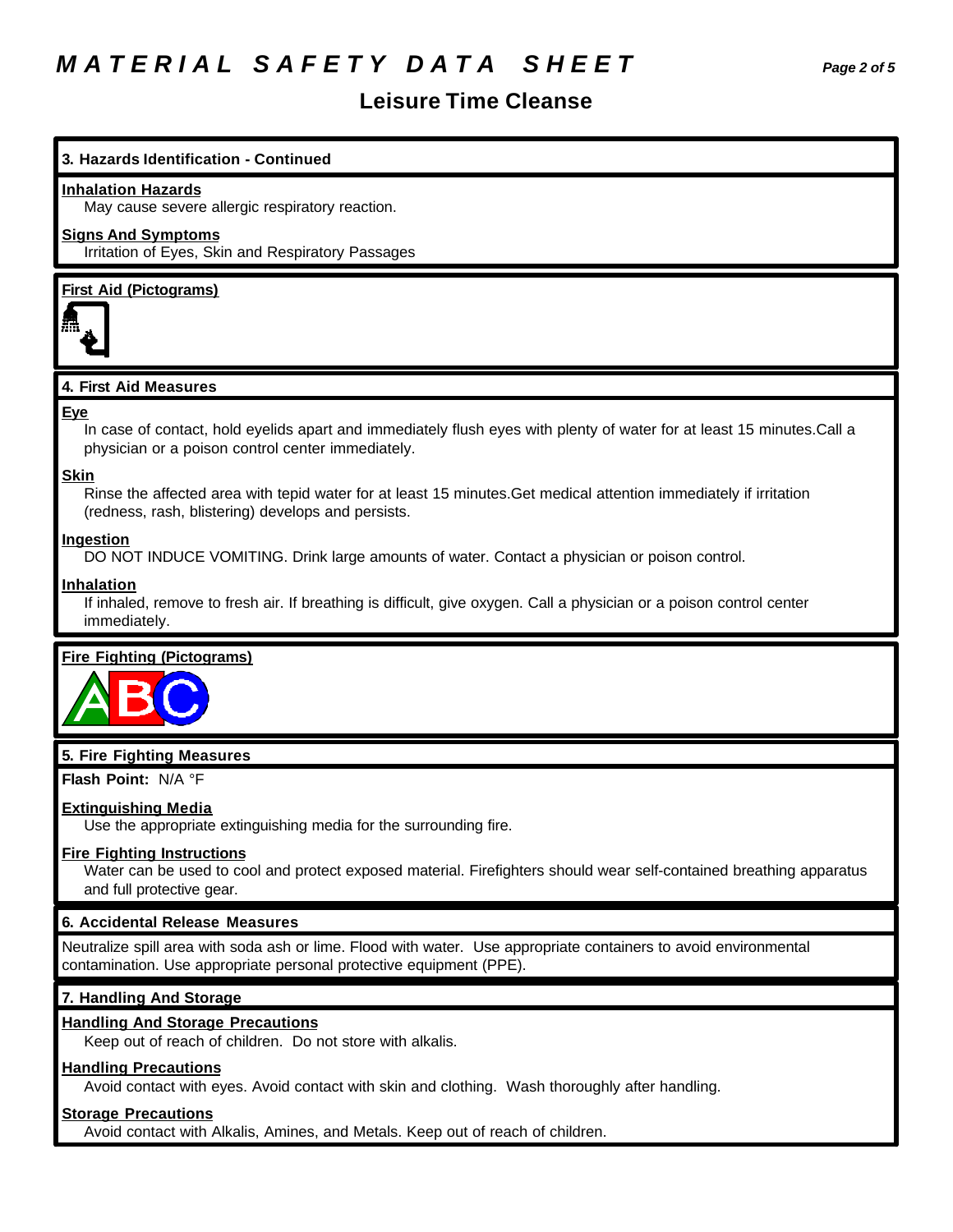# MATERIAL SAFETY DATA SHEET

## Leisure Time Cleanse

### 3. Hazards Identification - Continued

**Inhalation Hazards**

May cause severe allergic respiratory reaction.

**Signs And Symptoms**

Irritation of Eyes, Skin and Respiratory Passages

**First Aid (Pictograms)**

### 4. First Aid Measures

**Eye**

In case of contact, hold eyelids apart and immediately flush eyes with plenty of water for at least 15 minutes.Call a physician or a poison control center immediately.

**Skin**

Rinse the affected area with tepid water for at least 15 minutes.Get medical attention immediately if irritation (redness, rash, blistering) develops and persists.

**Ingestion**

DO NOT INDUCE VOMITING. Drink large amounts of water. Contact a physician or poison control.

**Inhalation**

If inhaled, remove to fresh air. If breathing is difficult, give oxygen. Call a physician or a poison control center immediately.

**Fire Fighting (Pictograms)**

### 5. Fire Fighting Measures

**Flash Point:** N/A °F

**Extinguishing Media**

Use the appropriate extinguishing media for the surrounding fire.

**Fire Fighting Instructions**

Water can be used to cool and protect exposed material. Firefighters should wear self-contained breathing apparatus and full protective gear.

### 6. Accidental Release Measures

Neutralize spill area with soda ash or lime. Flood with water. Use appropriate containers to avoid environmental contamination. Use appropriate personal protective equipment (PPE).

### 7. Handling And Storage

**Handling And Storage Precautions**

Keep out of reach of children. Do not store with alkalis.

**Handling Precautions**

Avoid contact with eyes. Avoid contact with skin and clothing. Wash thoroughly after handling.

**Storage Precautions**

Avoid contact with Alkalis, Amines, and Metals. Keep out of reach of children.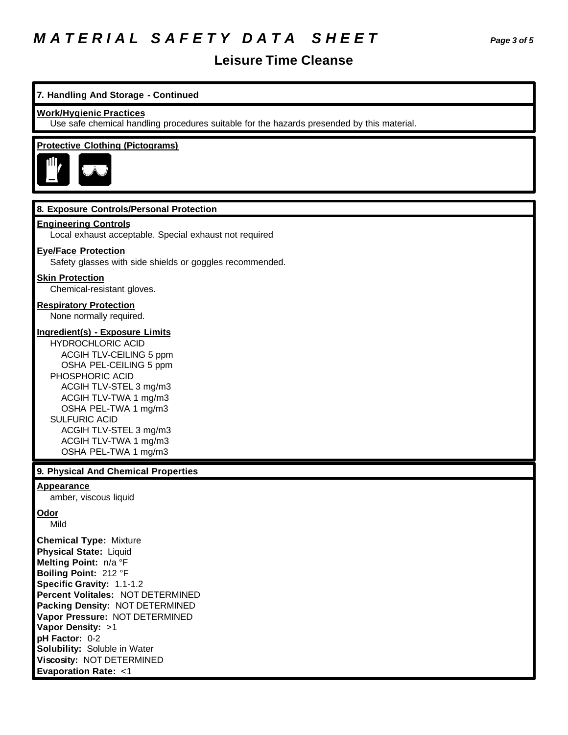## 7. Handling And Storage - Continued

**Work/Hygienic Practices**

Use safe chemical handling procedures suitable for the hazards presended by this material.

**Protective Clothing (Pictograms)**

## 8. Exposure Controls/Personal Protection

**Engineering Controls**

Local exhaust acceptable. Special exhaust not required

**Eye/Face Protection**

Safety glasses with side shields or goggles recommended.

**Skin Protection**

Chemical-resistant gloves.

**Respiratory Protection**

None normally required.

**Ingredient(s) - Exposure Limits**

HYDROCHLORIC ACID
- ACGIH TLV-CEILING 5 ppm
- OSHA PEL-CEILING 5 ppm

PHOSPHORIC ACID
- ACGIH TLV-STEL 3 mg/m3
- ACGIH TLV-TWA 1 mg/m3
- OSHA PEL-TWA 1 mg/m3

SULFURIC ACID
- ACGIH TLV-STEL 3 mg/m3
- ACGIH TLV-TWA 1 mg/m3
- OSHA PEL-TWA 1 mg/m3

## 9. Physical And Chemical Properties

**Appearance**

amber, viscous liquid

**Odor**

Mild

**Chemical Type:** Mixture
**Physical State:** Liquid
**Melting Point:** n/a °F
**Boiling Point:** 212 °F
**Specific Gravity:** 1.1-1.2
**Percent Volitales:** NOT DETERMINED
**Packing Density:** NOT DETERMINED
**Vapor Pressure:** NOT DETERMINED
**Vapor Density:** >1
**pH Factor:** 0-2
**Solubility:** Soluble in Water
**Viscosity:** NOT DETERMINED
**Evaporation Rate:** <1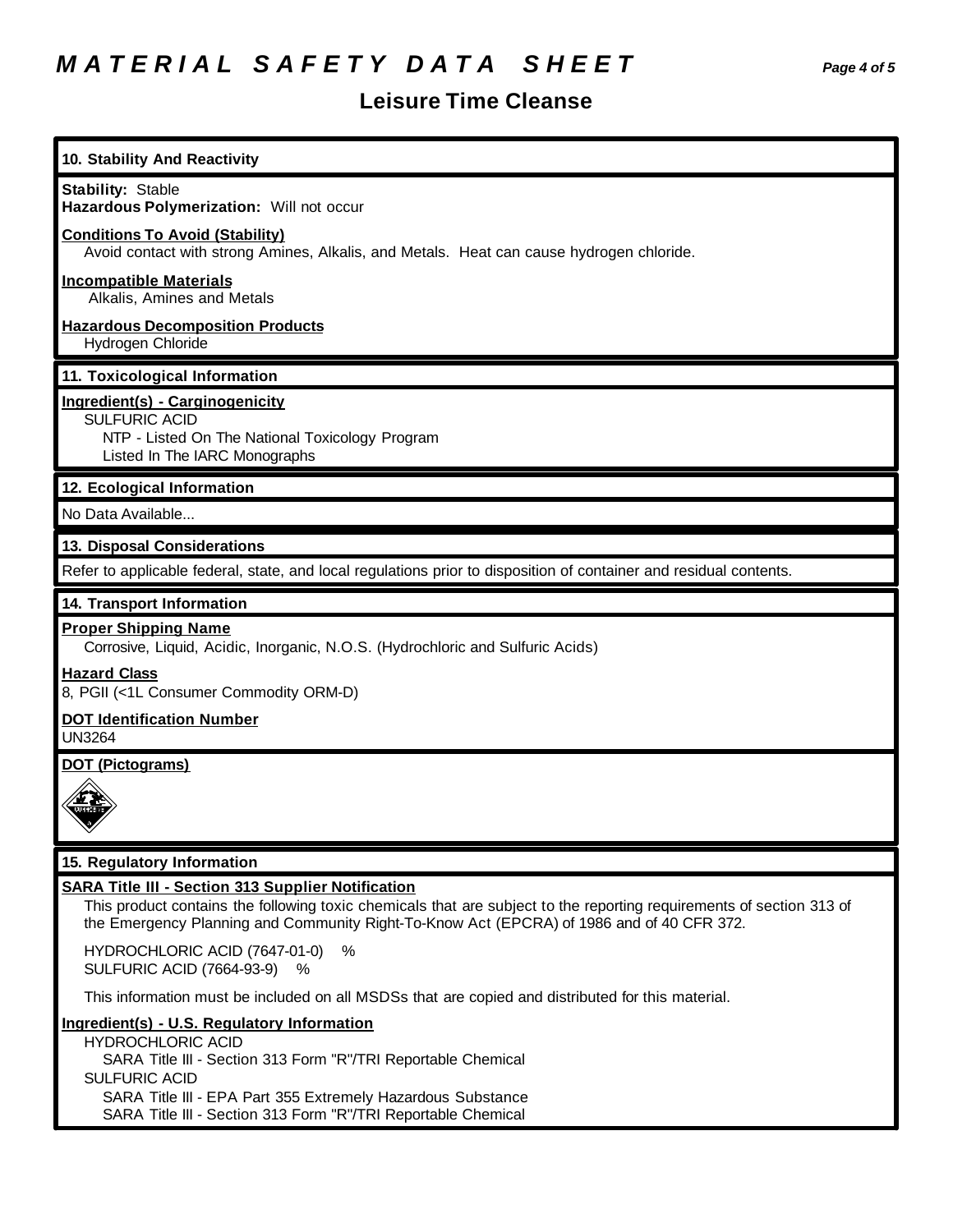# MATERIAL SAFETY DATA SHEET

## Leisure Time Cleanse

### 10. Stability And Reactivity

**Stability:** Stable
**Hazardous Polymerization:** Will not occur

**Conditions To Avoid (Stability)**
Avoid contact with strong Amines, Alkalis, and Metals. Heat can cause hydrogen chloride.

**Incompatible Materials**
Alkalis, Amines and Metals

**Hazardous Decomposition Products**
Hydrogen Chloride

### 11. Toxicological Information

**Ingredient(s) - Carginogenicity**
SULFURIC ACID
NTP - Listed On The National Toxicology Program
Listed In The IARC Monographs

### 12. Ecological Information

No Data Available...

### 13. Disposal Considerations

Refer to applicable federal, state, and local regulations prior to disposition of container and residual contents.

### 14. Transport Information

**Proper Shipping Name**
Corrosive, Liquid, Acidic, Inorganic, N.O.S. (Hydrochloric and Sulfuric Acids)

**Hazard Class**
8, PGII (<1L Consumer Commodity ORM-D)

**DOT Identification Number**
UN3264

**DOT (Pictograms)**

### 15. Regulatory Information

**SARA Title III - Section 313 Supplier Notification**
This product contains the following toxic chemicals that are subject to the reporting requirements of section 313 of the Emergency Planning and Community Right-To-Know Act (EPCRA) of 1986 and of 40 CFR 372.

HYDROCHLORIC ACID (7647-01-0) %
SULFURIC ACID (7664-93-9) %

This information must be included on all MSDSs that are copied and distributed for this material.

**Ingredient(s) - U.S. Regulatory Information**
HYDROCHLORIC ACID
SARA Title III - Section 313 Form "R"/TRI Reportable Chemical
SULFURIC ACID
SARA Title III - EPA Part 355 Extremely Hazardous Substance
SARA Title III - Section 313 Form "R"/TRI Reportable Chemical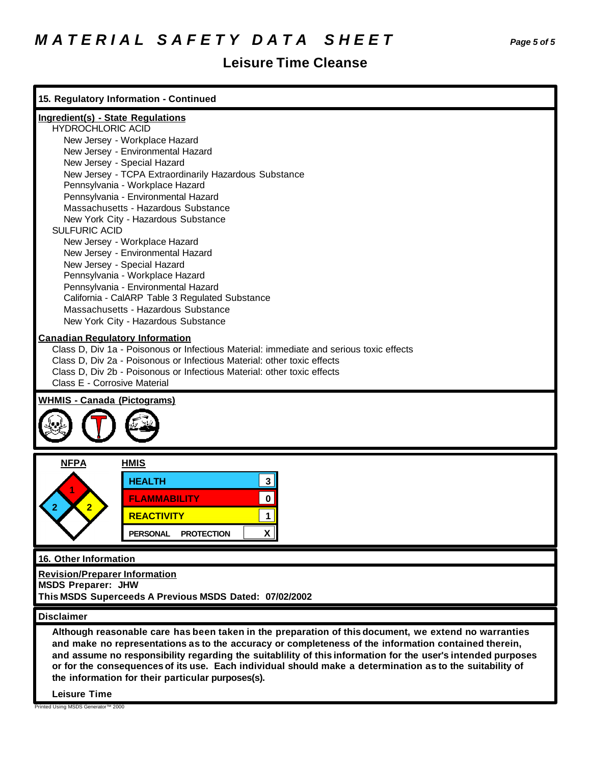# MATERIAL SAFETY DATA SHEET

## Leisure Time Cleanse

### 15. Regulatory Information - Continued

**Ingredient(s) - State Regulations**

HYDROCHLORIC ACID
- New Jersey - Workplace Hazard
- New Jersey - Environmental Hazard
- New Jersey - Special Hazard
- New Jersey - TCPA Extraordinarily Hazardous Substance
- Pennsylvania - Workplace Hazard
- Pennsylvania - Environmental Hazard
- Massachusetts - Hazardous Substance
- New York City - Hazardous Substance

SULFURIC ACID
- New Jersey - Workplace Hazard
- New Jersey - Environmental Hazard
- New Jersey - Special Hazard
- Pennsylvania - Workplace Hazard
- Pennsylvania - Environmental Hazard
- California - CalARP Table 3 Regulated Substance
- Massachusetts - Hazardous Substance
- New York City - Hazardous Substance

**Canadian Regulatory Information**

Class D, Div 1a - Poisonous or Infectious Material: immediate and serious toxic effects
Class D, Div 2a - Poisonous or Infectious Material: other toxic effects
Class D, Div 2b - Poisonous or Infectious Material: other toxic effects
Class E - Corrosive Material

**WHMIS - Canada (Pictograms)**

**NFPA**

Health: 2
Flammability: 1
Reactivity: 2

**HMIS**

| | |
|---|---|
| HEALTH | 3 |
| FLAMMABILITY | 0 |
| REACTIVITY | 1 |
| PERSONAL PROTECTION | X |

### 16. Other Information

**Revision/Preparer Information**

**MSDS Preparer: JHW**

**This MSDS Superceeds A Previous MSDS Dated: 07/02/2002**

### Disclaimer

**Although reasonable care has been taken in the preparation of this document, we extend no warranties and make no representations as to the accuracy or completeness of the information contained therein, and assume no responsibility regarding the suitablility of this information for the user's intended purposes or for the consequences of its use. Each individual should make a determination as to the suitability of the information for their particular purposes(s).**

**Leisure Time**

Printed Using MSDS Generator™ 2000